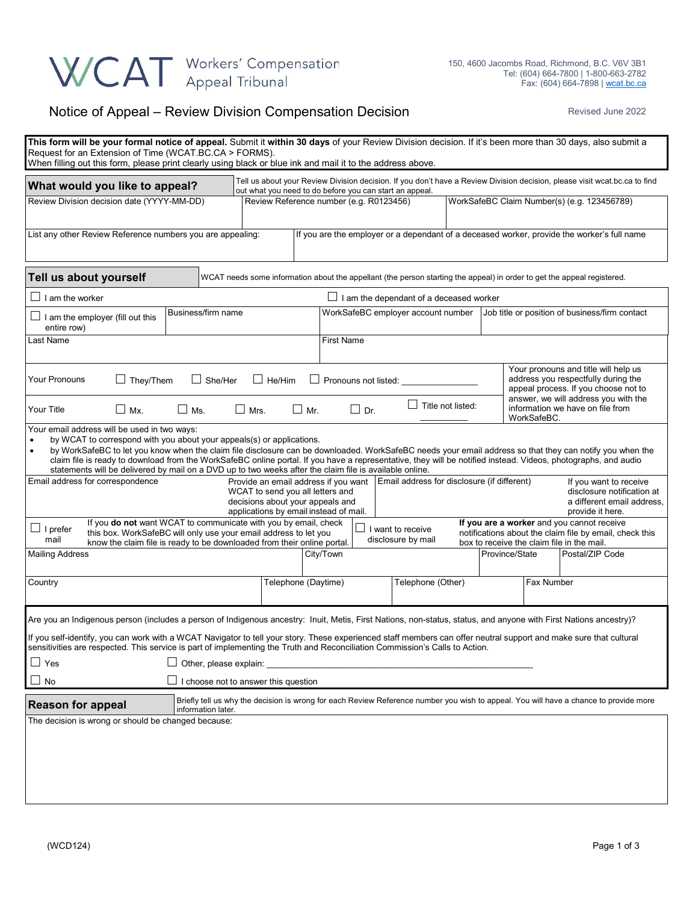# WCAT Workers' Compensation Appeal Tribunal

150, 4600 Jacombs Road, Richmond, B.C. V6V 3B1
Tel: (604) 664-7800 | 1-800-663-2782
Fax: (604) 664-7898 | wcat.bc.ca

## Notice of Appeal – Review Division Compensation Decision

Revised June 2022

**This form will be your formal notice of appeal.** Submit it **within 30 days** of your Review Division decision. If it's been more than 30 days, also submit a Request for an Extension of Time (WCAT.BC.CA > FORMS).
When filling out this form, please print clearly using black or blue ink and mail it to the address above.

### What would you like to appeal?

Tell us about your Review Division decision. If you don't have a Review Division decision, please visit wcat.bc.ca to find out what you need to do before you can start an appeal.

| Review Division decision date (YYYY-MM-DD) | Review Reference number (e.g. R0123456) | WorkSafeBC Claim Number(s) (e.g. 123456789) |
|---|---|---|
| | | |

| List any other Review Reference numbers you are appealing: | If you are the employer or a dependant of a deceased worker, provide the worker's full name |
|---|---|
| | |

### Tell us about yourself

WCAT needs some information about the appellant (the person starting the appeal) in order to get the appeal registered.

☐ I am the worker ☐ I am the dependant of a deceased worker

| ☐ I am the employer (fill out this entire row) | Business/firm name | WorkSafeBC employer account number | Job title or position of business/firm contact |
|---|---|---|---|
| | | | |

| Last Name | First Name |
|---|---|
| | |

Your Pronouns ☐ They/Them ☐ She/Her ☐ He/Him ☐ Pronouns not listed: _______________

Your Title ☐ Mx. ☐ Ms. ☐ Mrs. ☐ Mr. ☐ Dr. ☐ Title not listed: __________

Your pronouns and title will help us address you respectfully during the appeal process. If you choose not to answer, we will address you with the information we have on file from WorkSafeBC.

Your email address will be used in two ways:

- by WCAT to correspond with you about your appeal(s) or applications.
- by WorkSafeBC to let you know when the claim file disclosure can be downloaded. WorkSafeBC needs your email address so that they can notify you when the claim file is ready to download from the WorkSafeBC online portal. If you have a representative, they will be notified instead. Videos, photographs, and audio statements will be delivered by mail on a DVD up to two weeks after the claim file is available online.

| Email address for correspondence | Provide an email address if you want WCAT to send you all letters and decisions about your appeals and applications by email instead of mail. | Email address for disclosure (if different) | If you want to receive disclosure notification at a different email address, provide it here. |
|---|---|---|---|

☐ I prefer mail — If you **do not** want WCAT to communicate with you by email, check this box. WorkSafeBC will only use your email address to let you know the claim file is ready to be downloaded from their online portal.

☐ I want to receive disclosure by mail — **If you are a worker** and you cannot receive notifications about the claim file by email, check this box to receive the claim file in the mail.

| Mailing Address | City/Town | Province/State | Postal/ZIP Code |
|---|---|---|---|
| | | | |

| Country | Telephone (Daytime) | Telephone (Other) | Fax Number |
|---|---|---|---|
| | | | |

Are you an Indigenous person (includes a person of Indigenous ancestry: Inuit, Metis, First Nations, non-status, status, and anyone with First Nations ancestry)?

If you self-identify, you can work with a WCAT Navigator to tell your story. These experienced staff members can offer neutral support and make sure that cultural sensitivities are respected. This service is part of implementing the Truth and Reconciliation Commission's Calls to Action.

☐ Yes ☐ Other, please explain: ____________________________________________

☐ No ☐ I choose not to answer this question

### Reason for appeal

Briefly tell us why the decision is wrong for each Review Reference number you wish to appeal. You will have a chance to provide more information later.

The decision is wrong or should be changed because:

(WCD124)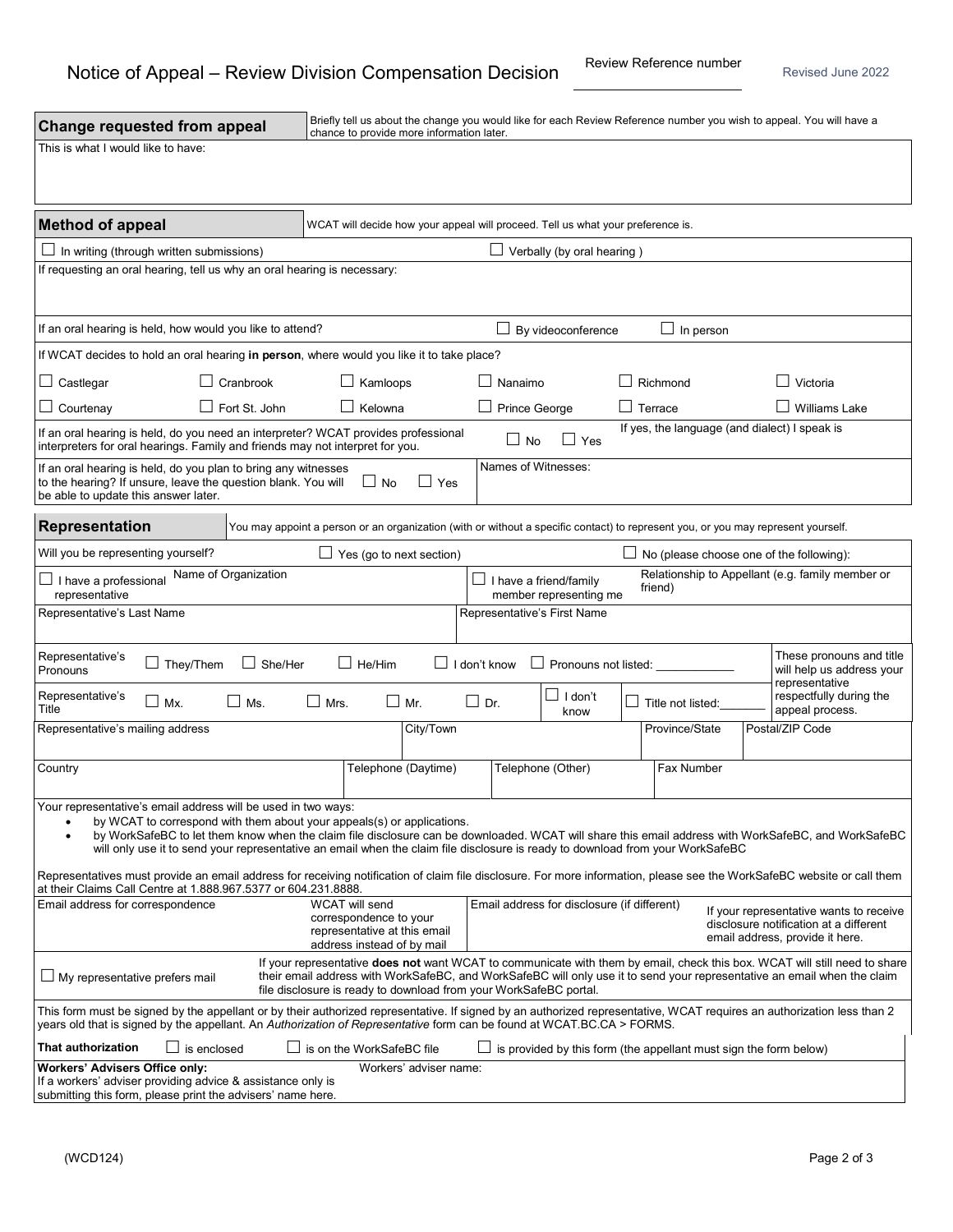# Notice of Appeal – Review Division Compensation Decision

Review Reference number \_\_\_\_\_\_\_\_\_\_\_\_\_\_\_\_\_\_\_\_

Revised June 2022

## Change requested from appeal

Briefly tell us about the change you would like for each Review Reference number you wish to appeal. You will have a chance to provide more information later.

This is what I would like to have:

## Method of appeal

WCAT will decide how your appeal will proceed. Tell us what your preference is.

☐ In writing (through written submissions) ☐ Verbally (by oral hearing )

If requesting an oral hearing, tell us why an oral hearing is necessary:

If an oral hearing is held, how would you like to attend? ☐ By videoconference ☐ In person

If WCAT decides to hold an oral hearing **in person**, where would you like it to take place?

| | | | | | |
|---|---|---|---|---|---|
| ☐ Castlegar | ☐ Cranbrook | ☐ Kamloops | ☐ Nanaimo | ☐ Richmond | ☐ Victoria |
| ☐ Courtenay | ☐ Fort St. John | ☐ Kelowna | ☐ Prince George | ☐ Terrace | ☐ Williams Lake |

If an oral hearing is held, do you need an interpreter? WCAT provides professional interpreters for oral hearings. Family and friends may not interpret for you. ☐ No ☐ Yes

If yes, the language (and dialect) I speak is

If an oral hearing is held, do you plan to bring any witnesses to the hearing? If unsure, leave the question blank. You will be able to update this answer later. ☐ No ☐ Yes

Names of Witnesses:

## Representation

You may appoint a person or an organization (with or without a specific contact) to represent you, or you may represent yourself.

Will you be representing yourself? ☐ Yes (go to next section) ☐ No (please choose one of the following):

☐ I have a professional representative — Name of Organization

☐ I have a friend/family member representing me — Relationship to Appellant (e.g. family member or friend)

Representative's Last Name

Representative's First Name

Representative's Pronouns ☐ They/Them ☐ She/Her ☐ He/Him ☐ I don't know ☐ Pronouns not listed: \_\_\_\_\_\_\_\_\_\_\_\_

Representative's Title ☐ Mx. ☐ Ms. ☐ Mrs. ☐ Mr. ☐ Dr. ☐ I don't know ☐ Title not listed:\_\_\_\_\_\_\_

These pronouns and title will help us address your representative respectfully during the appeal process.

| Representative's mailing address | City/Town | Province/State | Postal/ZIP Code |
|---|---|---|---|
| | | | |

| Country | Telephone (Daytime) | Telephone (Other) | Fax Number |
|---|---|---|---|
| | | | |

Your representative's email address will be used in two ways:

- by WCAT to correspond with them about your appeals(s) or applications.
- by WorkSafeBC to let them know when the claim file disclosure can be downloaded. WCAT will share this email address with WorkSafeBC, and WorkSafeBC will only use it to send your representative an email when the claim file disclosure is ready to download from your WorkSafeBC

Representatives must provide an email address for receiving notification of claim file disclosure. For more information, please see the WorkSafeBC website or call them at their Claims Call Centre at 1.888.967.5377 or 604.231.8888.

Email address for correspondence — WCAT will send correspondence to your representative at this email address instead of by mail

Email address for disclosure (if different) — If your representative wants to receive disclosure notification at a different email address, provide it here.

☐ My representative prefers mail

If your representative **does not** want WCAT to communicate with them by email, check this box. WCAT will still need to share their email address with WorkSafeBC, and WorkSafeBC will only use it to send your representative an email when the claim file disclosure is ready to download from your WorkSafeBC portal.

This form must be signed by the appellant or by their authorized representative. If signed by an authorized representative, WCAT requires an authorization less than 2 years old that is signed by the appellant. An *Authorization of Representative* form can be found at WCAT.BC.CA > FORMS.

**That authorization** ☐ is enclosed ☐ is on the WorkSafeBC file ☐ is provided by this form (the appellant must sign the form below)

**Workers' Advisers Office only:**
If a workers' adviser providing advice & assistance only is submitting this form, please print the advisers' name here.

Workers' adviser name:

(WCD124)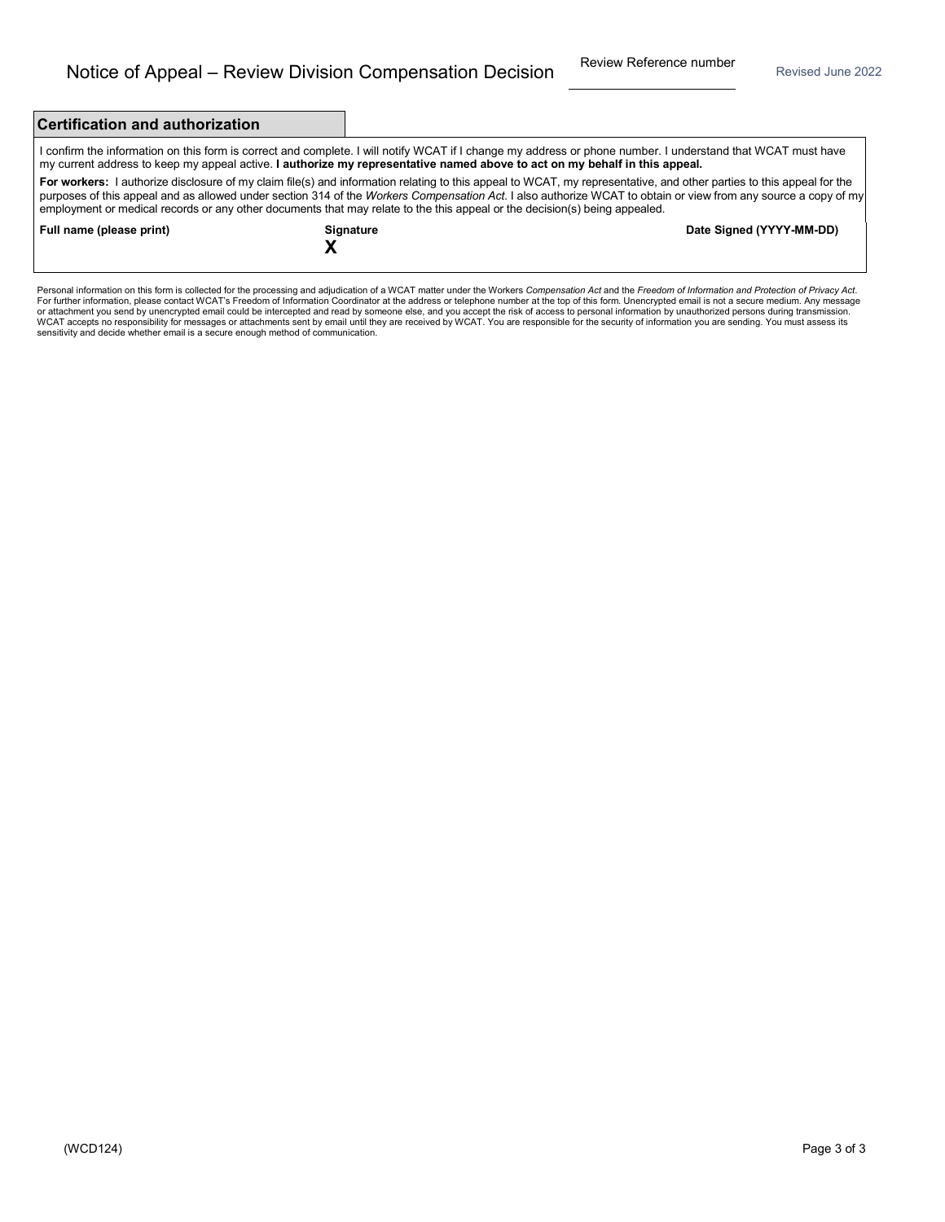Notice of Appeal – Review Division Compensation Decision

Review Reference number ____________

Revised June 2022

## Certification and authorization

I confirm the information on this form is correct and complete. I will notify WCAT if I change my address or phone number. I understand that WCAT must have my current address to keep my appeal active. **I authorize my representative named above to act on my behalf in this appeal.**

**For workers:** I authorize disclosure of my claim file(s) and information relating to this appeal to WCAT, my representative, and other parties to this appeal for the purposes of this appeal and as allowed under section 314 of the *Workers Compensation Act*. I also authorize WCAT to obtain or view from any source a copy of my employment or medical records or any other documents that may relate to the this appeal or the decision(s) being appealed.

| Full name (please print) | Signature | Date Signed (YYYY-MM-DD) |
| --- | --- | --- |
| | X | |

Personal information on this form is collected for the processing and adjudication of a WCAT matter under the Workers *Compensation Act* and the *Freedom of Information and Protection of Privacy Act*. For further information, please contact WCAT's Freedom of Information Coordinator at the address or telephone number at the top of this form. Unencrypted email is not a secure medium. Any message or attachment you send by unencrypted email could be intercepted and read by someone else, and you accept the risk of access to personal information by unauthorized persons during transmission. WCAT accepts no responsibility for messages or attachments sent by email until they are received by WCAT. You are responsible for the security of information you are sending. You must assess its sensitivity and decide whether email is a secure enough method of communication.

(WCD124)